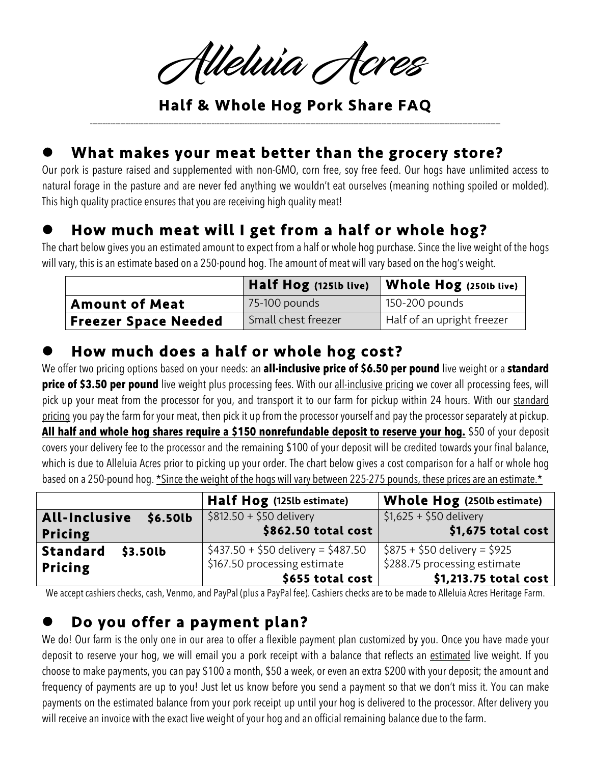# Alleluia Acres

## Half & Whole Hog Pork Share FAQ

### What makes your meat better than the grocery store?

Our pork is pasture raised and supplemented with non-GMO, corn free, soy free feed. Our hogs have unlimited access to natural forage in the pasture and are never fed anything we wouldn't eat ourselves (meaning nothing spoiled or molded). This high quality practice ensures that you are receiving high quality meat!

### How much meat will I get from a half or whole hog?

The chart below gives you an estimated amount to expect from a half or whole hog purchase. Since the live weight of the hogs will vary, this is an estimate based on a 250-pound hog. The amount of meat will vary based on the hog's weight.

| | **Half Hog** (125lb live) | **Whole Hog** (250lb live) |
|---|---|---|
| **Amount of Meat** | 75-100 pounds | 150-200 pounds |
| **Freezer Space Needed** | Small chest freezer | Half of an upright freezer |

### How much does a half or whole hog cost?

We offer two pricing options based on your needs: an **all-inclusive price of $6.50 per pound** live weight or a **standard price of $3.50 per pound** live weight plus processing fees. With our all-inclusive pricing we cover all processing fees, will pick up your meat from the processor for you, and transport it to our farm for pickup within 24 hours. With our standard pricing you pay the farm for your meat, then pick it up from the processor yourself and pay the processor separately at pickup. **All half and whole hog shares require a $150 nonrefundable deposit to reserve your hog.** $50 of your deposit covers your delivery fee to the processor and the remaining $100 of your deposit will be credited towards your final balance, which is due to Alleluia Acres prior to picking up your order. The chart below gives a cost comparison for a half or whole hog based on a 250-pound hog. *Since the weight of the hogs will vary between 225-275 pounds, these prices are an estimate.*

| | **Half Hog** (125lb estimate) | **Whole Hog** (250lb estimate) |
|---|---|---|
| **All-Inclusive $6.50lb Pricing** | $812.50 + $50 delivery<br>**$862.50 total cost** | $1,625 + $50 delivery<br>**$1,675 total cost** |
| **Standard $3.50lb Pricing** | $437.50 + $50 delivery = $487.50<br>$167.50 processing estimate<br>**$655 total cost** | $875 + $50 delivery = $925<br>$288.75 processing estimate<br>**$1,213.75 total cost** |

We accept cashiers checks, cash, Venmo, and PayPal (plus a PayPal fee). Cashiers checks are to be made to Alleluia Acres Heritage Farm.

### Do you offer a payment plan?

We do! Our farm is the only one in our area to offer a flexible payment plan customized by you. Once you have made your deposit to reserve your hog, we will email you a pork receipt with a balance that reflects an estimated live weight. If you choose to make payments, you can pay $100 a month, $50 a week, or even an extra $200 with your deposit; the amount and frequency of payments are up to you! Just let us know before you send a payment so that we don't miss it. You can make payments on the estimated balance from your pork receipt up until your hog is delivered to the processor. After delivery you will receive an invoice with the exact live weight of your hog and an official remaining balance due to the farm.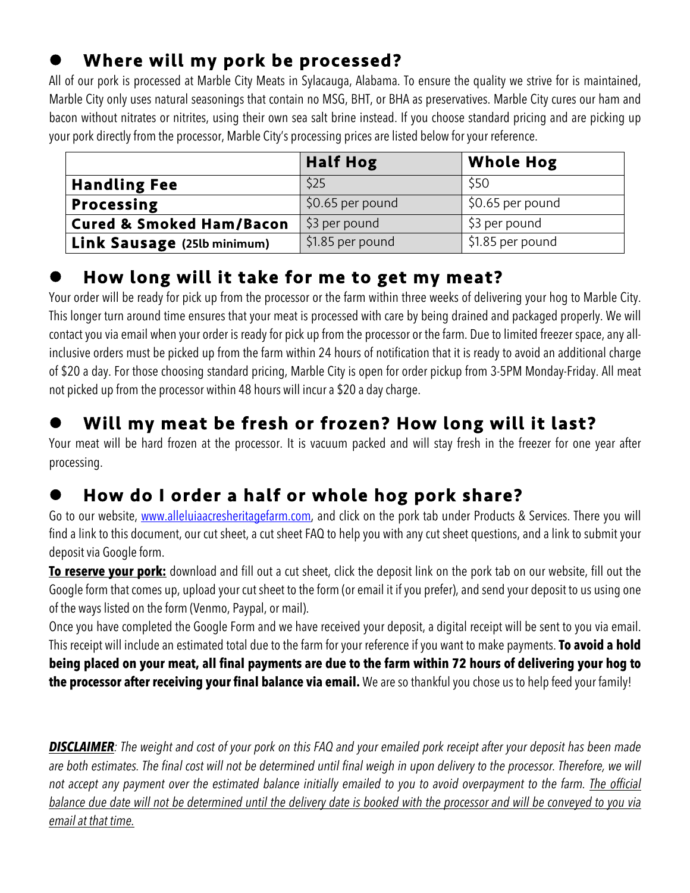- ## Where will my pork be processed?

All of our pork is processed at Marble City Meats in Sylacauga, Alabama. To ensure the quality we strive for is maintained, Marble City only uses natural seasonings that contain no MSG, BHT, or BHA as preservatives. Marble City cures our ham and bacon without nitrates or nitrites, using their own sea salt brine instead. If you choose standard pricing and are picking up your pork directly from the processor, Marble City's processing prices are listed below for your reference.

| | Half Hog | Whole Hog |
|---|---|---|
| **Handling Fee** | $25 | $50 |
| **Processing** | $0.65 per pound | $0.65 per pound |
| **Cured & Smoked Ham/Bacon** | $3 per pound | $3 per pound |
| **Link Sausage (25lb minimum)** | $1.85 per pound | $1.85 per pound |

- ## How long will it take for me to get my meat?

Your order will be ready for pick up from the processor or the farm within three weeks of delivering your hog to Marble City. This longer turn around time ensures that your meat is processed with care by being drained and packaged properly. We will contact you via email when your order is ready for pick up from the processor or the farm. Due to limited freezer space, any all-inclusive orders must be picked up from the farm within 24 hours of notification that it is ready to avoid an additional charge of $20 a day. For those choosing standard pricing, Marble City is open for order pickup from 3-5PM Monday-Friday. All meat not picked up from the processor within 48 hours will incur a $20 a day charge.

- ## Will my meat be fresh or frozen? How long will it last?

Your meat will be hard frozen at the processor. It is vacuum packed and will stay fresh in the freezer for one year after processing.

- ## How do I order a half or whole hog pork share?

Go to our website, www.alleluiaacresheritagefarm.com, and click on the pork tab under Products & Services. There you will find a link to this document, our cut sheet, a cut sheet FAQ to help you with any cut sheet questions, and a link to submit your deposit via Google form.

**To reserve your pork:** download and fill out a cut sheet, click the deposit link on the pork tab on our website, fill out the Google form that comes up, upload your cut sheet to the form (or email it if you prefer), and send your deposit to us using one of the ways listed on the form (Venmo, Paypal, or mail).

Once you have completed the Google Form and we have received your deposit, a digital receipt will be sent to you via email. This receipt will include an estimated total due to the farm for your reference if you want to make payments. **To avoid a hold being placed on your meat, all final payments are due to the farm within 72 hours of delivering your hog to the processor after receiving your final balance via email.** We are so thankful you chose us to help feed your family!

***DISCLAIMER***: *The weight and cost of your pork on this FAQ and your emailed pork receipt after your deposit has been made are both estimates. The final cost will not be determined until final weigh in upon delivery to the processor. Therefore, we will not accept any payment over the estimated balance initially emailed to you to avoid overpayment to the farm. The official balance due date will not be determined until the delivery date is booked with the processor and will be conveyed to you via email at that time.*